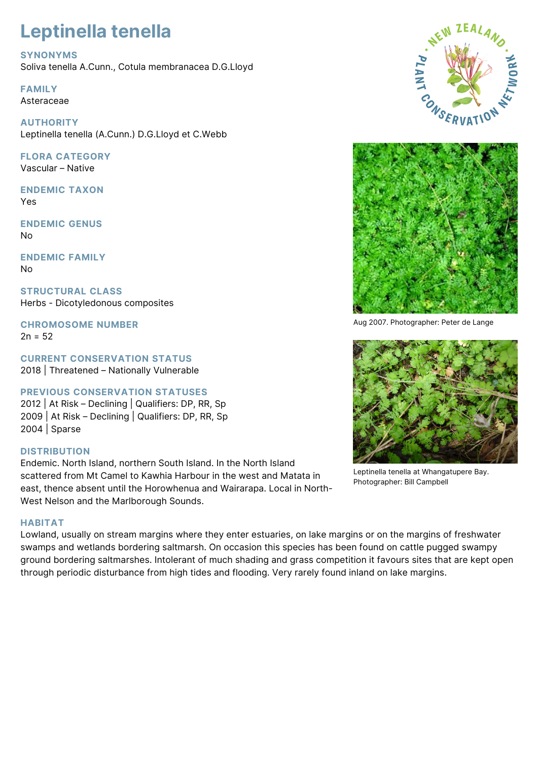# Leptinella tenella

## SYNONYMS

Soliva tenella A.Cunn., Cotula membranacea D.G.Lloyd

## FAMILY

Asteraceae

## AUTHORITY

Leptinella tenella (A.Cunn.) D.G.Lloyd et C.Webb

## FLORA CATEGORY

Vascular – Native

## ENDEMIC TAXON

Yes

## ENDEMIC GENUS

No

## ENDEMIC FAMILY

No

## STRUCTURAL CLASS

Herbs - Dicotyledonous composites

## CHROMOSOME NUMBER

2n = 52

## CURRENT CONSERVATION STATUS

2018 | Threatened – Nationally Vulnerable

## PREVIOUS CONSERVATION STATUSES

2012 | At Risk – Declining | Qualifiers: DP, RR, Sp
2009 | At Risk – Declining | Qualifiers: DP, RR, Sp
2004 | Sparse

## DISTRIBUTION

Endemic. North Island, northern South Island. In the North Island scattered from Mt Camel to Kawhia Harbour in the west and Matata in east, thence absent until the Horowhenua and Wairarapa. Local in North-West Nelson and the Marlborough Sounds.

## HABITAT

Lowland, usually on stream margins where they enter estuaries, on lake margins or on the margins of freshwater swamps and wetlands bordering saltmarsh. On occasion this species has been found on cattle pugged swampy ground bordering saltmarshes. Intolerant of much shading and grass competition it favours sites that are kept open through periodic disturbance from high tides and flooding. Very rarely found inland on lake margins.

Aug 2007. Photographer: Peter de Lange

Leptinella tenella at Whangatupere Bay. Photographer: Bill Campbell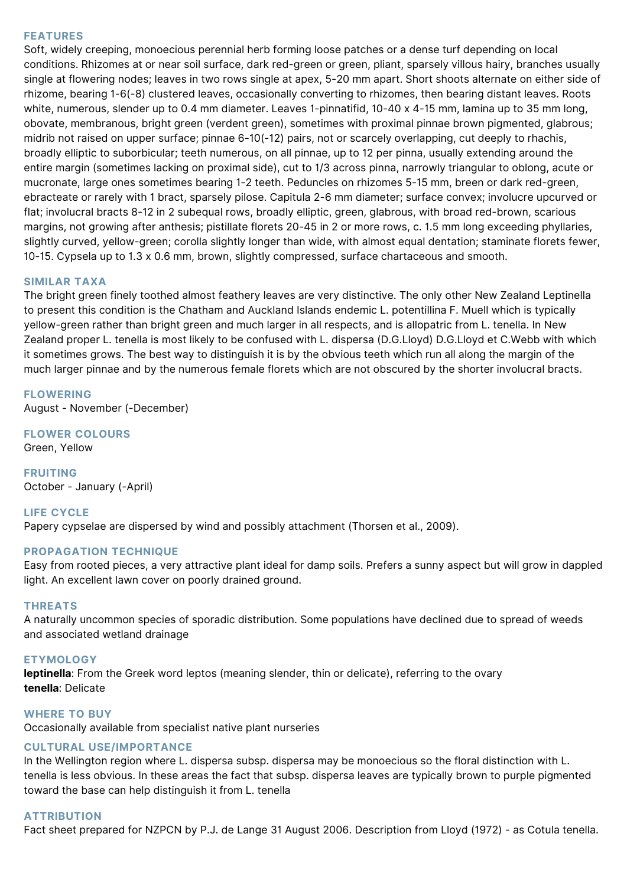## FEATURES

Soft, widely creeping, monoecious perennial herb forming loose patches or a dense turf depending on local conditions. Rhizomes at or near soil surface, dark red-green or green, pliant, sparsely villous hairy, branches usually single at flowering nodes; leaves in two rows single at apex, 5-20 mm apart. Short shoots alternate on either side of rhizome, bearing 1-6(-8) clustered leaves, occasionally converting to rhizomes, then bearing distant leaves. Roots white, numerous, slender up to 0.4 mm diameter. Leaves 1-pinnatifid, 10-40 x 4-15 mm, lamina up to 35 mm long, obovate, membranous, bright green (verdent green), sometimes with proximal pinnae brown pigmented, glabrous; midrib not raised on upper surface; pinnae 6-10(-12) pairs, not or scarcely overlapping, cut deeply to rhachis, broadly elliptic to suborbicular; teeth numerous, on all pinnae, up to 12 per pinna, usually extending around the entire margin (sometimes lacking on proximal side), cut to 1/3 across pinna, narrowly triangular to oblong, acute or mucronate, large ones sometimes bearing 1-2 teeth. Peduncles on rhizomes 5-15 mm, breen or dark red-green, ebracteate or rarely with 1 bract, sparsely pilose. Capitula 2-6 mm diameter; surface convex; involucre upcurved or flat; involucral bracts 8-12 in 2 subequal rows, broadly elliptic, green, glabrous, with broad red-brown, scarious margins, not growing after anthesis; pistillate florets 20-45 in 2 or more rows, c. 1.5 mm long exceeding phyllaries, slightly curved, yellow-green; corolla slightly longer than wide, with almost equal dentation; staminate florets fewer, 10-15. Cypsela up to 1.3 x 0.6 mm, brown, slightly compressed, surface chartaceous and smooth.

## SIMILAR TAXA

The bright green finely toothed almost feathery leaves are very distinctive. The only other New Zealand Leptinella to present this condition is the Chatham and Auckland Islands endemic L. potentillina F. Muell which is typically yellow-green rather than bright green and much larger in all respects, and is allopatric from L. tenella. In New Zealand proper L. tenella is most likely to be confused with L. dispersa (D.G.Lloyd) D.G.Lloyd et C.Webb with which it sometimes grows. The best way to distinguish it is by the obvious teeth which run all along the margin of the much larger pinnae and by the numerous female florets which are not obscured by the shorter involucral bracts.

## FLOWERING

August - November (-December)

## FLOWER COLOURS

Green, Yellow

## FRUITING

October - January (-April)

## LIFE CYCLE

Papery cypselae are dispersed by wind and possibly attachment (Thorsen et al., 2009).

## PROPAGATION TECHNIQUE

Easy from rooted pieces, a very attractive plant ideal for damp soils. Prefers a sunny aspect but will grow in dappled light. An excellent lawn cover on poorly drained ground.

## THREATS

A naturally uncommon species of sporadic distribution. Some populations have declined due to spread of weeds and associated wetland drainage

## ETYMOLOGY

**leptinella**: From the Greek word leptos (meaning slender, thin or delicate), referring to the ovary
**tenella**: Delicate

## WHERE TO BUY

Occasionally available from specialist native plant nurseries

## CULTURAL USE/IMPORTANCE

In the Wellington region where L. dispersa subsp. dispersa may be monoecious so the floral distinction with L. tenella is less obvious. In these areas the fact that subsp. dispersa leaves are typically brown to purple pigmented toward the base can help distinguish it from L. tenella

## ATTRIBUTION

Fact sheet prepared for NZPCN by P.J. de Lange 31 August 2006. Description from Lloyd (1972) - as Cotula tenella.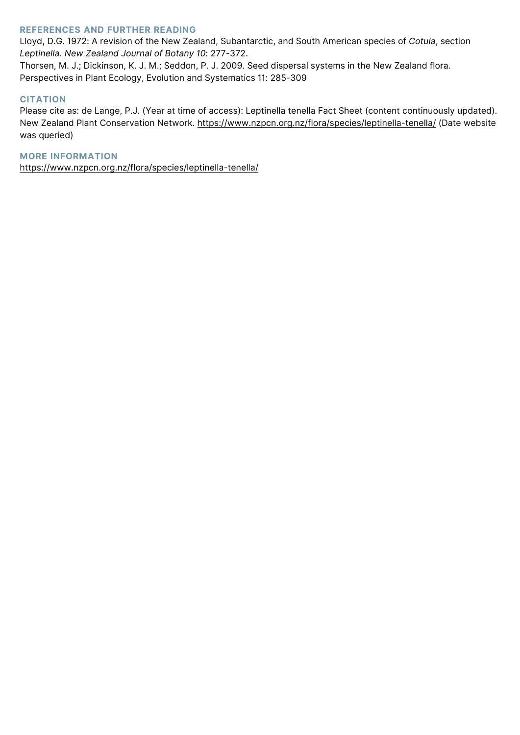## REFERENCES AND FURTHER READING

Lloyd, D.G. 1972: A revision of the New Zealand, Subantarctic, and South American species of *Cotula*, section *Leptinella*. *New Zealand Journal of Botany 10*: 277-372.

Thorsen, M. J.; Dickinson, K. J. M.; Seddon, P. J. 2009. Seed dispersal systems in the New Zealand flora. Perspectives in Plant Ecology, Evolution and Systematics 11: 285-309

## CITATION

Please cite as: de Lange, P.J. (Year at time of access): Leptinella tenella Fact Sheet (content continuously updated). New Zealand Plant Conservation Network. https://www.nzpcn.org.nz/flora/species/leptinella-tenella/ (Date website was queried)

## MORE INFORMATION

https://www.nzpcn.org.nz/flora/species/leptinella-tenella/